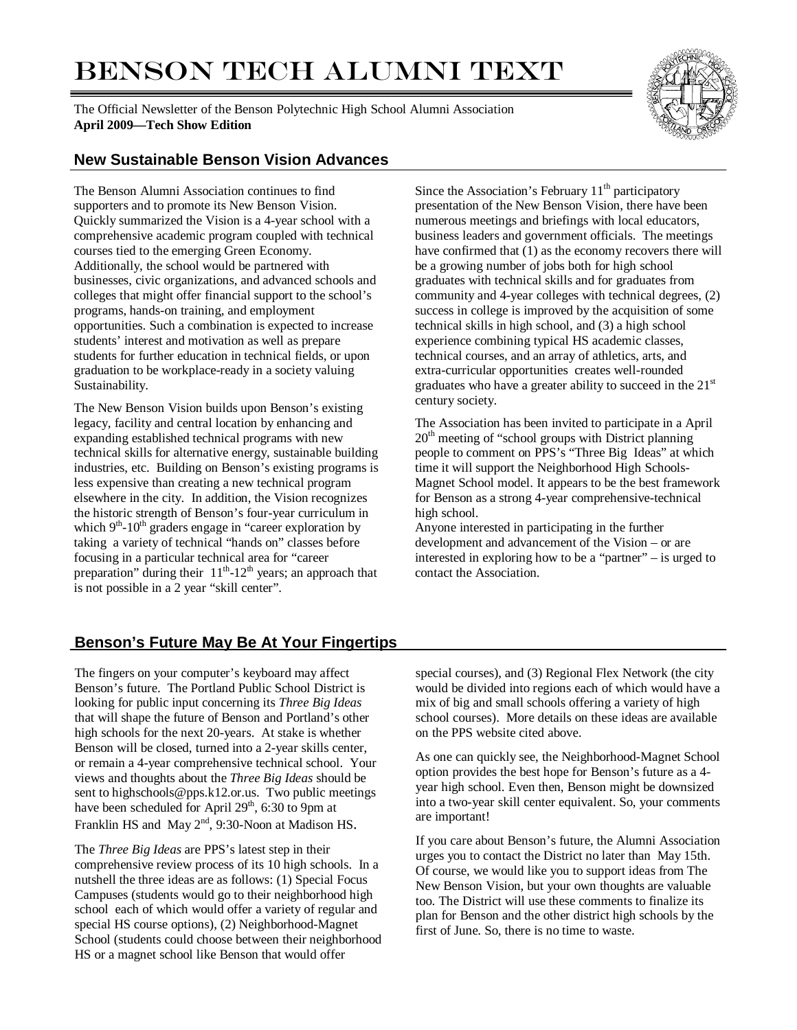# Benson Tech Alumni Text

The Official Newsletter of the Benson Polytechnic High School Alumni Association
**April 2009—Tech Show Edition**

## New Sustainable Benson Vision Advances

The Benson Alumni Association continues to find supporters and to promote its New Benson Vision. Quickly summarized the Vision is a 4-year school with a comprehensive academic program coupled with technical courses tied to the emerging Green Economy. Additionally, the school would be partnered with businesses, civic organizations, and advanced schools and colleges that might offer financial support to the school's programs, hands-on training, and employment opportunities. Such a combination is expected to increase students' interest and motivation as well as prepare students for further education in technical fields, or upon graduation to be workplace-ready in a society valuing Sustainability.

The New Benson Vision builds upon Benson's existing legacy, facility and central location by enhancing and expanding established technical programs with new technical skills for alternative energy, sustainable building industries, etc. Building on Benson's existing programs is less expensive than creating a new technical program elsewhere in the city. In addition, the Vision recognizes the historic strength of Benson's four-year curriculum in which 9th-10th graders engage in "career exploration by taking a variety of technical "hands on" classes before focusing in a particular technical area for "career preparation" during their 11th-12th years; an approach that is not possible in a 2 year "skill center".

Since the Association's February 11th participatory presentation of the New Benson Vision, there have been numerous meetings and briefings with local educators, business leaders and government officials. The meetings have confirmed that (1) as the economy recovers there will be a growing number of jobs both for high school graduates with technical skills and for graduates from community and 4-year colleges with technical degrees, (2) success in college is improved by the acquisition of some technical skills in high school, and (3) a high school experience combining typical HS academic classes, technical courses, and an array of athletics, arts, and extra-curricular opportunities creates well-rounded graduates who have a greater ability to succeed in the 21st century society.

The Association has been invited to participate in a April 20th meeting of "school groups with District planning people to comment on PPS's "Three Big Ideas" at which time it will support the Neighborhood High Schools-Magnet School model. It appears to be the best framework for Benson as a strong 4-year comprehensive-technical high school.

Anyone interested in participating in the further development and advancement of the Vision – or are interested in exploring how to be a "partner" – is urged to contact the Association.

## Benson's Future May Be At Your Fingertips

The fingers on your computer's keyboard may affect Benson's future. The Portland Public School District is looking for public input concerning its *Three Big Ideas* that will shape the future of Benson and Portland's other high schools for the next 20-years. At stake is whether Benson will be closed, turned into a 2-year skills center, or remain a 4-year comprehensive technical school. Your views and thoughts about the *Three Big Ideas* should be sent to highschools@pps.k12.or.us. Two public meetings have been scheduled for April 29th, 6:30 to 9pm at Franklin HS and May 2nd, 9:30-Noon at Madison HS.

The *Three Big Ideas* are PPS's latest step in their comprehensive review process of its 10 high schools. In a nutshell the three ideas are as follows: (1) Special Focus Campuses (students would go to their neighborhood high school each of which would offer a variety of regular and special HS course options), (2) Neighborhood-Magnet School (students could choose between their neighborhood HS or a magnet school like Benson that would offer special courses), and (3) Regional Flex Network (the city would be divided into regions each of which would have a mix of big and small schools offering a variety of high school courses). More details on these ideas are available on the PPS website cited above.

As one can quickly see, the Neighborhood-Magnet School option provides the best hope for Benson's future as a 4-year high school. Even then, Benson might be downsized into a two-year skill center equivalent. So, your comments are important!

If you care about Benson's future, the Alumni Association urges you to contact the District no later than May 15th. Of course, we would like you to support ideas from The New Benson Vision, but your own thoughts are valuable too. The District will use these comments to finalize its plan for Benson and the other district high schools by the first of June. So, there is no time to waste.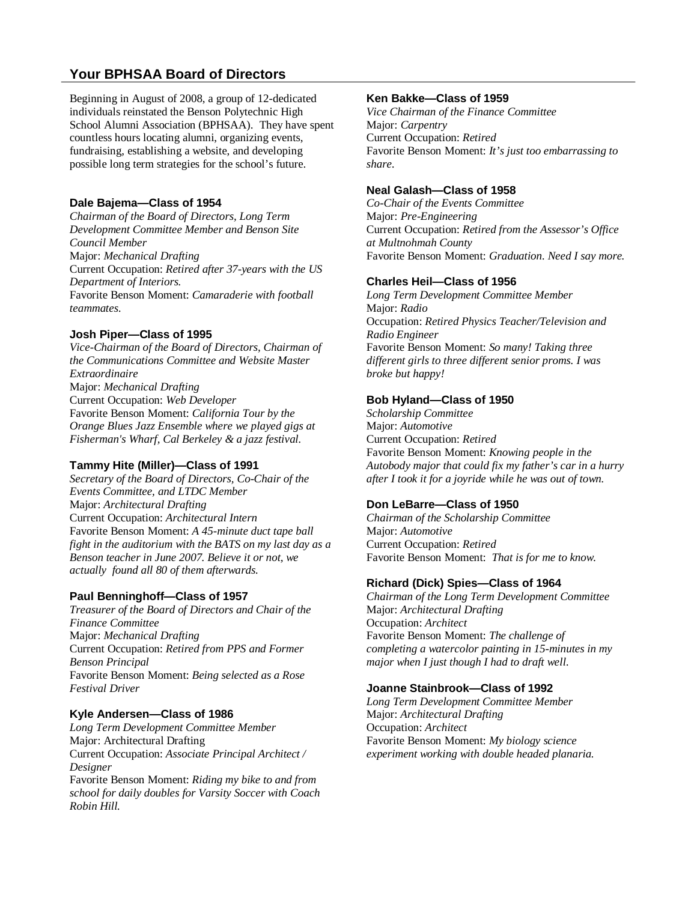## Your BPHSAA Board of Directors

Beginning in August of 2008, a group of 12-dedicated individuals reinstated the Benson Polytechnic High School Alumni Association (BPHSAA). They have spent countless hours locating alumni, organizing events, fundraising, establishing a website, and developing possible long term strategies for the school's future.

### Dale Bajema—Class of 1954

*Chairman of the Board of Directors, Long Term Development Committee Member and Benson Site Council Member*
Major: *Mechanical Drafting*
Current Occupation: *Retired after 37-years with the US Department of Interiors.*
Favorite Benson Moment: *Camaraderie with football teammates.*

### Josh Piper—Class of 1995

*Vice-Chairman of the Board of Directors, Chairman of the Communications Committee and Website Master Extraordinaire*
Major: *Mechanical Drafting*
Current Occupation: *Web Developer*
Favorite Benson Moment: *California Tour by the Orange Blues Jazz Ensemble where we played gigs at Fisherman's Wharf, Cal Berkeley & a jazz festival.*

### Tammy Hite (Miller)—Class of 1991

*Secretary of the Board of Directors, Co-Chair of the Events Committee, and LTDC Member*
Major: *Architectural Drafting*
Current Occupation: *Architectural Intern*
Favorite Benson Moment: *A 45-minute duct tape ball fight in the auditorium with the BATS on my last day as a Benson teacher in June 2007. Believe it or not, we actually found all 80 of them afterwards.*

### Paul Benninghoff—Class of 1957

*Treasurer of the Board of Directors and Chair of the Finance Committee*
Major: *Mechanical Drafting*
Current Occupation: *Retired from PPS and Former Benson Principal*
Favorite Benson Moment: *Being selected as a Rose Festival Driver*

### Kyle Andersen—Class of 1986

*Long Term Development Committee Member*
Major: Architectural Drafting
Current Occupation: *Associate Principal Architect / Designer*
Favorite Benson Moment: *Riding my bike to and from school for daily doubles for Varsity Soccer with Coach Robin Hill.*

### Ken Bakke—Class of 1959

*Vice Chairman of the Finance Committee*
Major: *Carpentry*
Current Occupation: *Retired*
Favorite Benson Moment: *It's just too embarrassing to share.*

### Neal Galash—Class of 1958

*Co-Chair of the Events Committee*
Major: *Pre-Engineering*
Current Occupation: *Retired from the Assessor's Office at Multnohmah County*
Favorite Benson Moment: *Graduation. Need I say more.*

### Charles Heil—Class of 1956

*Long Term Development Committee Member*
Major: *Radio*
Occupation: *Retired Physics Teacher/Television and Radio Engineer*
Favorite Benson Moment: *So many! Taking three different girls to three different senior proms. I was broke but happy!*

### Bob Hyland—Class of 1950

*Scholarship Committee*
Major: *Automotive*
Current Occupation: *Retired*
Favorite Benson Moment: *Knowing people in the Autobody major that could fix my father's car in a hurry after I took it for a joyride while he was out of town.*

### Don LeBarre—Class of 1950

*Chairman of the Scholarship Committee*
Major: *Automotive*
Current Occupation: *Retired*
Favorite Benson Moment: *That is for me to know.*

### Richard (Dick) Spies—Class of 1964

*Chairman of the Long Term Development Committee*
Major: *Architectural Drafting*
Occupation: *Architect*
Favorite Benson Moment: *The challenge of completing a watercolor painting in 15-minutes in my major when I just though I had to draft well.*

### Joanne Stainbrook—Class of 1992

*Long Term Development Committee Member*
Major: *Architectural Drafting*
Occupation: *Architect*
Favorite Benson Moment: *My biology science experiment working with double headed planaria.*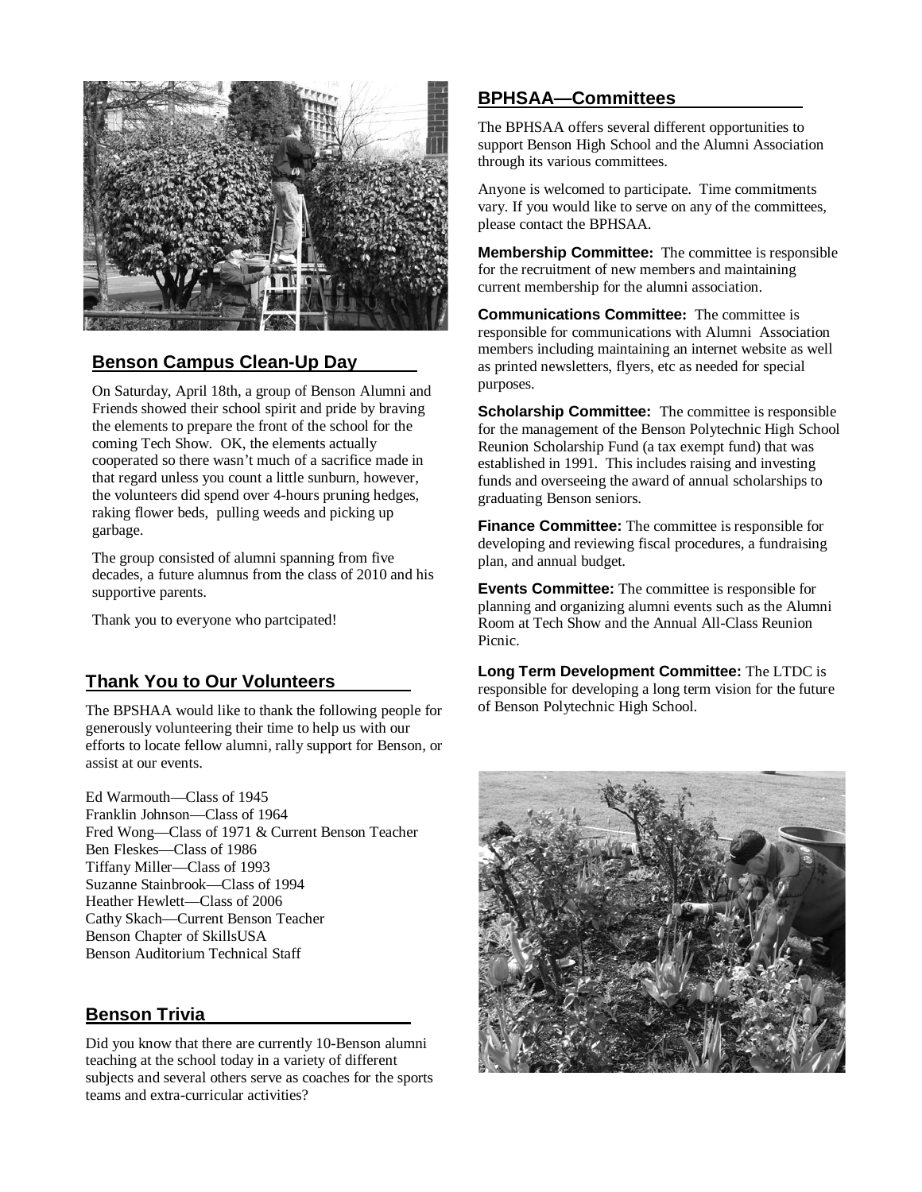## Benson Campus Clean-Up Day

On Saturday, April 18th, a group of Benson Alumni and Friends showed their school spirit and pride by braving the elements to prepare the front of the school for the coming Tech Show. OK, the elements actually cooperated so there wasn't much of a sacrifice made in that regard unless you count a little sunburn, however, the volunteers did spend over 4-hours pruning hedges, raking flower beds, pulling weeds and picking up garbage.

The group consisted of alumni spanning from five decades, a future alumnus from the class of 2010 and his supportive parents.

Thank you to everyone who partcipated!

## Thank You to Our Volunteers

The BPSHAA would like to thank the following people for generously volunteering their time to help us with our efforts to locate fellow alumni, rally support for Benson, or assist at our events.

Ed Warmouth—Class of 1945
Franklin Johnson—Class of 1964
Fred Wong—Class of 1971 & Current Benson Teacher
Ben Fleskes—Class of 1986
Tiffany Miller—Class of 1993
Suzanne Stainbrook—Class of 1994
Heather Hewlett—Class of 2006
Cathy Skach—Current Benson Teacher
Benson Chapter of SkillsUSA
Benson Auditorium Technical Staff

## Benson Trivia

Did you know that there are currently 10-Benson alumni teaching at the school today in a variety of different subjects and several others serve as coaches for the sports teams and extra-curricular activities?

## BPHSAA—Committees

The BPHSAA offers several different opportunities to support Benson High School and the Alumni Association through its various committees.

Anyone is welcomed to participate. Time commitments vary. If you would like to serve on any of the committees, please contact the BPHSAA.

**Membership Committee:** The committee is responsible for the recruitment of new members and maintaining current membership for the alumni association.

**Communications Committee:** The committee is responsible for communications with Alumni Association members including maintaining an internet website as well as printed newsletters, flyers, etc as needed for special purposes.

**Scholarship Committee:** The committee is responsible for the management of the Benson Polytechnic High School Reunion Scholarship Fund (a tax exempt fund) that was established in 1991. This includes raising and investing funds and overseeing the award of annual scholarships to graduating Benson seniors.

**Finance Committee:** The committee is responsible for developing and reviewing fiscal procedures, a fundraising plan, and annual budget.

**Events Committee:** The committee is responsible for planning and organizing alumni events such as the Alumni Room at Tech Show and the Annual All-Class Reunion Picnic.

**Long Term Development Committee:** The LTDC is responsible for developing a long term vision for the future of Benson Polytechnic High School.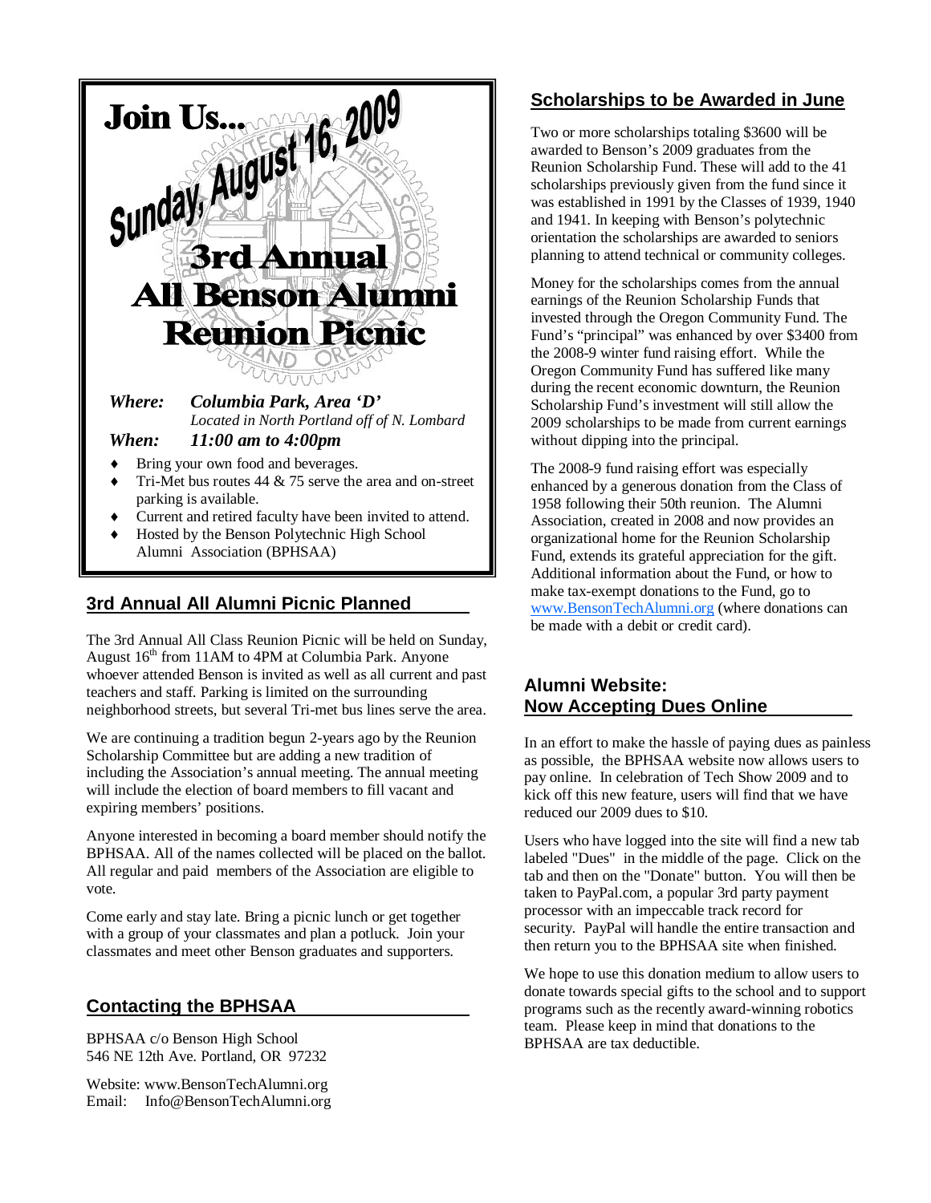# Join Us...

## Sunday, August 16, 2009

# 3rd Annual All Benson Alumni Reunion Picnic

***Where:*** ***Columbia Park, Area 'D'***
*Located in North Portland off of N. Lombard*

***When:*** ***11:00 am to 4:00pm***

- Bring your own food and beverages.
- Tri-Met bus routes 44 & 75 serve the area and on-street parking is available.
- Current and retired faculty have been invited to attend.
- Hosted by the Benson Polytechnic High School Alumni Association (BPHSAA)

## 3rd Annual All Alumni Picnic Planned

The 3rd Annual All Class Reunion Picnic will be held on Sunday, August 16th from 11AM to 4PM at Columbia Park. Anyone whoever attended Benson is invited as well as all current and past teachers and staff. Parking is limited on the surrounding neighborhood streets, but several Tri-met bus lines serve the area.

We are continuing a tradition begun 2-years ago by the Reunion Scholarship Committee but are adding a new tradition of including the Association's annual meeting. The annual meeting will include the election of board members to fill vacant and expiring members' positions.

Anyone interested in becoming a board member should notify the BPHSAA. All of the names collected will be placed on the ballot. All regular and paid members of the Association are eligible to vote.

Come early and stay late. Bring a picnic lunch or get together with a group of your classmates and plan a potluck. Join your classmates and meet other Benson graduates and supporters.

## Contacting the BPHSAA

BPHSAA c/o Benson High School
546 NE 12th Ave. Portland, OR 97232

Website: www.BensonTechAlumni.org
Email: Info@BensonTechAlumni.org

## Scholarships to be Awarded in June

Two or more scholarships totaling $3600 will be awarded to Benson's 2009 graduates from the Reunion Scholarship Fund. These will add to the 41 scholarships previously given from the fund since it was established in 1991 by the Classes of 1939, 1940 and 1941. In keeping with Benson's polytechnic orientation the scholarships are awarded to seniors planning to attend technical or community colleges.

Money for the scholarships comes from the annual earnings of the Reunion Scholarship Funds that invested through the Oregon Community Fund. The Fund's "principal" was enhanced by over $3400 from the 2008-9 winter fund raising effort. While the Oregon Community Fund has suffered like many during the recent economic downturn, the Reunion Scholarship Fund's investment will still allow the 2009 scholarships to be made from current earnings without dipping into the principal.

The 2008-9 fund raising effort was especially enhanced by a generous donation from the Class of 1958 following their 50th reunion. The Alumni Association, created in 2008 and now provides an organizational home for the Reunion Scholarship Fund, extends its grateful appreciation for the gift. Additional information about the Fund, or how to make tax-exempt donations to the Fund, go to www.BensonTechAlumni.org (where donations can be made with a debit or credit card).

## Alumni Website: Now Accepting Dues Online

In an effort to make the hassle of paying dues as painless as possible, the BPHSAA website now allows users to pay online. In celebration of Tech Show 2009 and to kick off this new feature, users will find that we have reduced our 2009 dues to $10.

Users who have logged into the site will find a new tab labeled "Dues" in the middle of the page. Click on the tab and then on the "Donate" button. You will then be taken to PayPal.com, a popular 3rd party payment processor with an impeccable track record for security. PayPal will handle the entire transaction and then return you to the BPHSAA site when finished.

We hope to use this donation medium to allow users to donate towards special gifts to the school and to support programs such as the recently award-winning robotics team. Please keep in mind that donations to the BPHSAA are tax deductible.